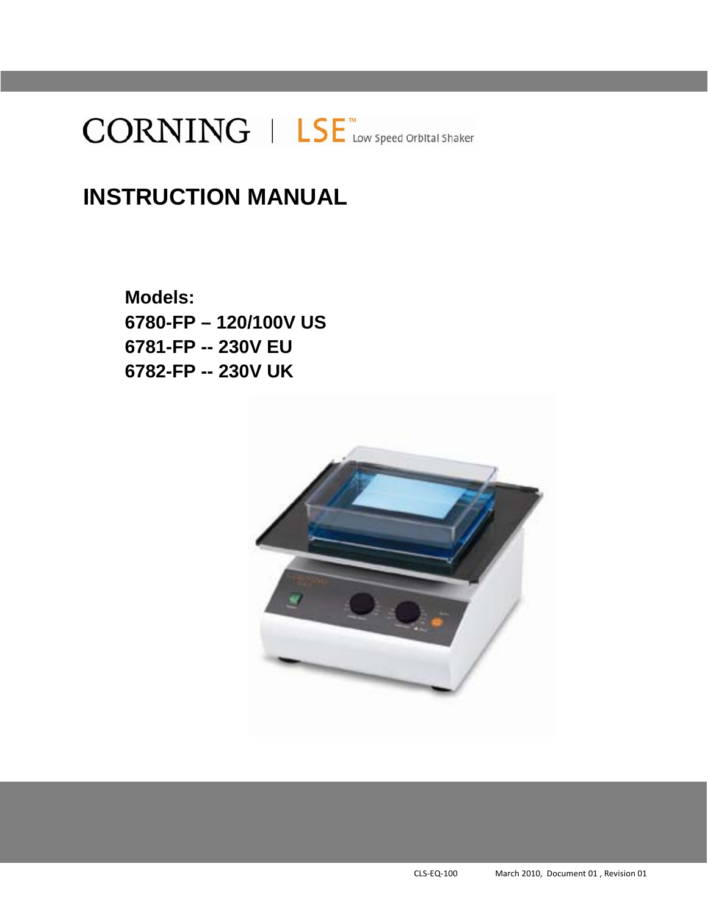CORNING | LSE™ Low Speed Orbital Shaker

# INSTRUCTION MANUAL

**Models:**
**6780-FP – 120/100V US**
**6781-FP -- 230V EU**
**6782-FP -- 230V UK**

CLS-EQ-100 March 2010, Document 01 , Revision 01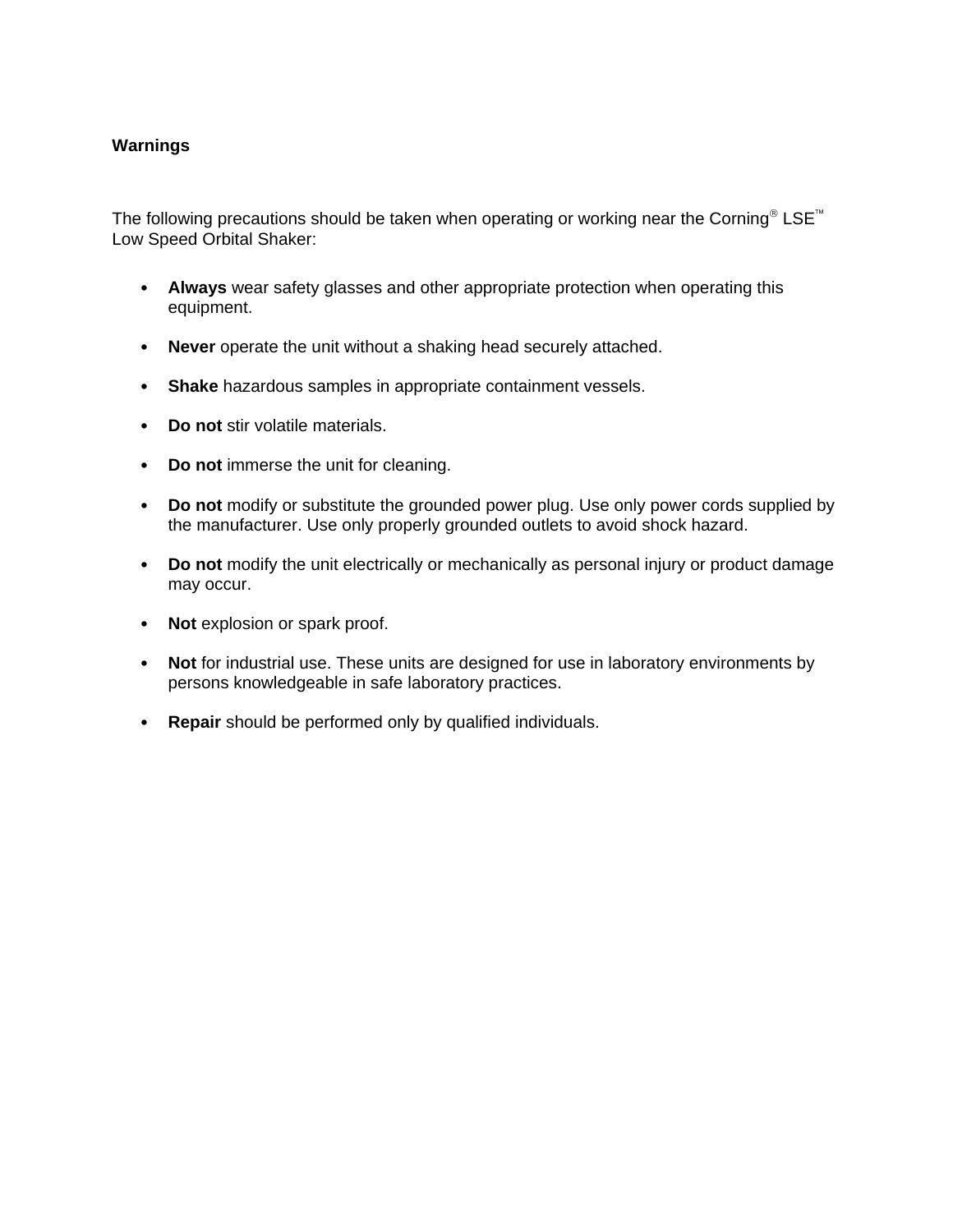## Warnings

The following precautions should be taken when operating or working near the Corning® LSE™ Low Speed Orbital Shaker:

- **Always** wear safety glasses and other appropriate protection when operating this equipment.
- **Never** operate the unit without a shaking head securely attached.
- **Shake** hazardous samples in appropriate containment vessels.
- **Do not** stir volatile materials.
- **Do not** immerse the unit for cleaning.
- **Do not** modify or substitute the grounded power plug. Use only power cords supplied by the manufacturer. Use only properly grounded outlets to avoid shock hazard.
- **Do not** modify the unit electrically or mechanically as personal injury or product damage may occur.
- **Not** explosion or spark proof.
- **Not** for industrial use. These units are designed for use in laboratory environments by persons knowledgeable in safe laboratory practices.
- **Repair** should be performed only by qualified individuals.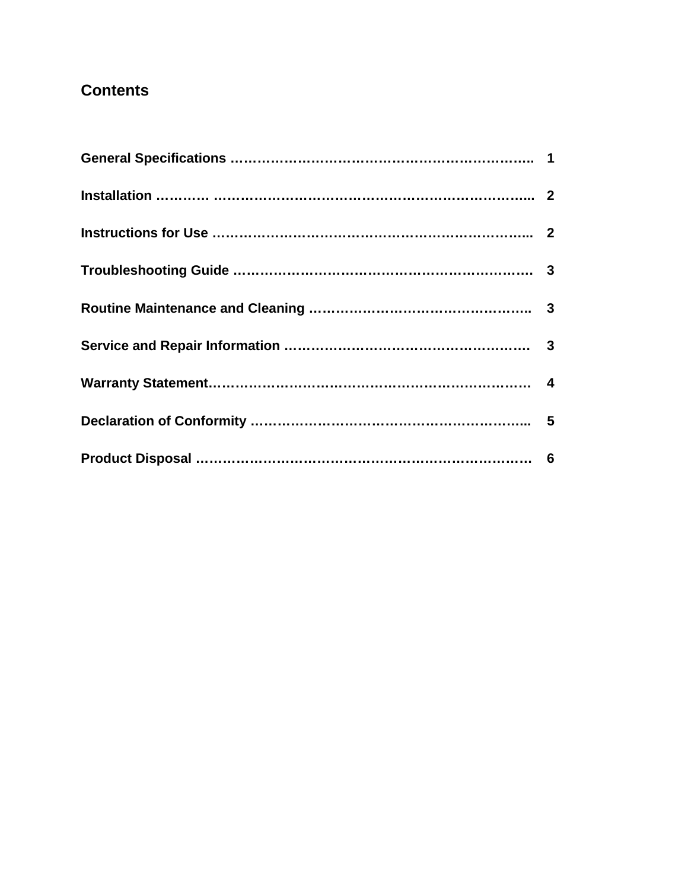# Contents

| | |
|---|---|
| **General Specifications** ………………………………………………………….. | **1** |
| **Installation** ………… ……………………………………………………………... | **2** |
| **Instructions for Use** ………………………………………………………….... | **2** |
| **Troubleshooting Guide** ………………………………………………………… | **3** |
| **Routine Maintenance and Cleaning** ………………………………………….. | **3** |
| **Service and Repair Information** ……………………………………………… | **3** |
| **Warranty Statement**……………………………………………………………… | **4** |
| **Declaration of Conformity** …………………………………………………….. | **5** |
| **Product Disposal** ………………………………………………………………. | **6** |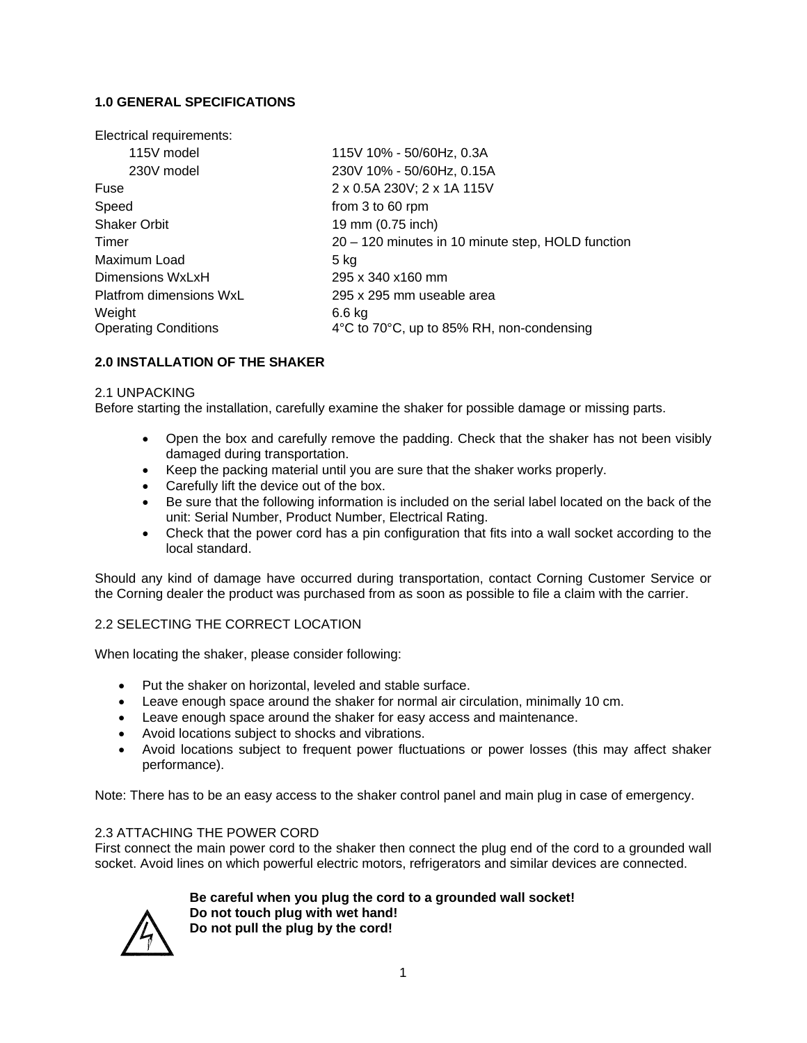## 1.0 GENERAL SPECIFICATIONS

| | |
|---|---|
| Electrical requirements: | |
| 115V model | 115V 10% - 50/60Hz, 0.3A |
| 230V model | 230V 10% - 50/60Hz, 0.15A |
| Fuse | 2 x 0.5A 230V; 2 x 1A 115V |
| Speed | from 3 to 60 rpm |
| Shaker Orbit | 19 mm (0.75 inch) |
| Timer | 20 – 120 minutes in 10 minute step, HOLD function |
| Maximum Load | 5 kg |
| Dimensions WxLxH | 295 x 340 x160 mm |
| Platfrom dimensions WxL | 295 x 295 mm useable area |
| Weight | 6.6 kg |
| Operating Conditions | 4°C to 70°C, up to 85% RH, non-condensing |

## 2.0 INSTALLATION OF THE SHAKER

### 2.1 UNPACKING

Before starting the installation, carefully examine the shaker for possible damage or missing parts.

- Open the box and carefully remove the padding. Check that the shaker has not been visibly damaged during transportation.
- Keep the packing material until you are sure that the shaker works properly.
- Carefully lift the device out of the box.
- Be sure that the following information is included on the serial label located on the back of the unit: Serial Number, Product Number, Electrical Rating.
- Check that the power cord has a pin configuration that fits into a wall socket according to the local standard.

Should any kind of damage have occurred during transportation, contact Corning Customer Service or the Corning dealer the product was purchased from as soon as possible to file a claim with the carrier.

### 2.2 SELECTING THE CORRECT LOCATION

When locating the shaker, please consider following:

- Put the shaker on horizontal, leveled and stable surface.
- Leave enough space around the shaker for normal air circulation, minimally 10 cm.
- Leave enough space around the shaker for easy access and maintenance.
- Avoid locations subject to shocks and vibrations.
- Avoid locations subject to frequent power fluctuations or power losses (this may affect shaker performance).

Note: There has to be an easy access to the shaker control panel and main plug in case of emergency.

### 2.3 ATTACHING THE POWER CORD

First connect the main power cord to the shaker then connect the plug end of the cord to a grounded wall socket. Avoid lines on which powerful electric motors, refrigerators and similar devices are connected.

**Be careful when you plug the cord to a grounded wall socket!**
**Do not touch plug with wet hand!**
**Do not pull the plug by the cord!**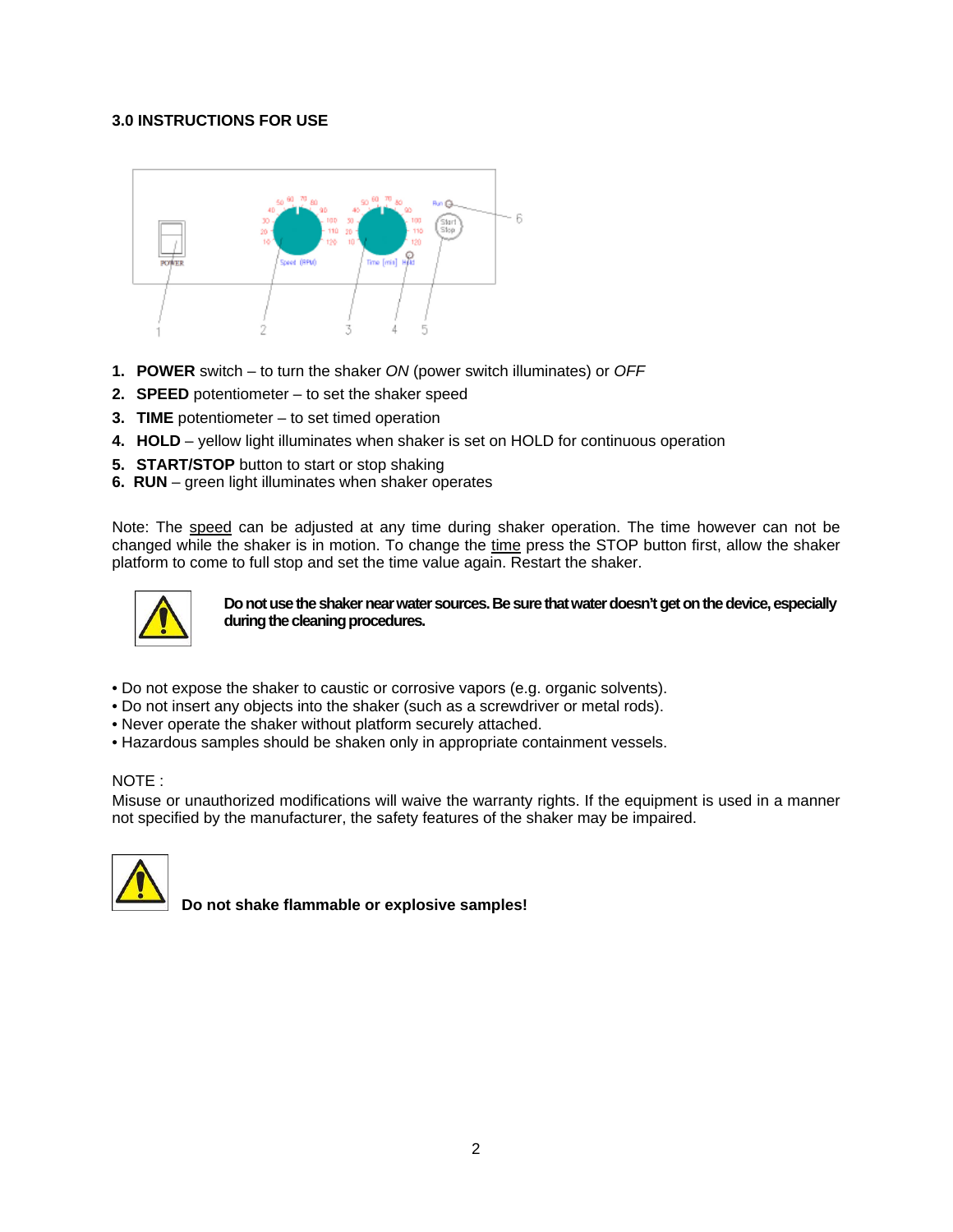### 3.0 INSTRUCTIONS FOR USE

1. **POWER** switch – to turn the shaker *ON* (power switch illuminates) or *OFF*
2. **SPEED** potentiometer – to set the shaker speed
3. **TIME** potentiometer – to set timed operation
4. **HOLD** – yellow light illuminates when shaker is set on HOLD for continuous operation
5. **START/STOP** button to start or stop shaking
6. **RUN** – green light illuminates when shaker operates

Note: The speed can be adjusted at any time during shaker operation. The time however can not be changed while the shaker is in motion. To change the time press the STOP button first, allow the shaker platform to come to full stop and set the time value again. Restart the shaker.

**Do not use the shaker near water sources. Be sure that water doesn't get on the device, especially during the cleaning procedures.**

- Do not expose the shaker to caustic or corrosive vapors (e.g. organic solvents).
- Do not insert any objects into the shaker (such as a screwdriver or metal rods).
- Never operate the shaker without platform securely attached.
- Hazardous samples should be shaken only in appropriate containment vessels.

NOTE :
Misuse or unauthorized modifications will waive the warranty rights. If the equipment is used in a manner not specified by the manufacturer, the safety features of the shaker may be impaired.

**Do not shake flammable or explosive samples!**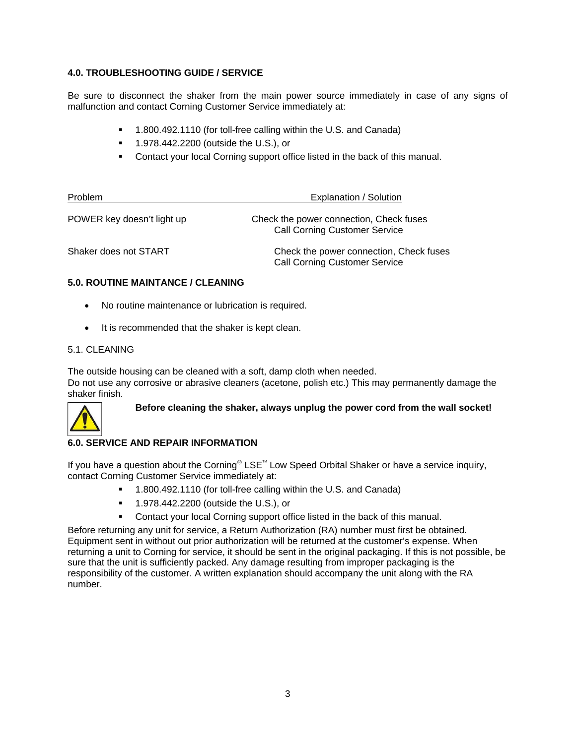## 4.0. TROUBLESHOOTING GUIDE / SERVICE

Be sure to disconnect the shaker from the main power source immediately in case of any signs of malfunction and contact Corning Customer Service immediately at:

- 1.800.492.1110 (for toll-free calling within the U.S. and Canada)
- 1.978.442.2200 (outside the U.S.), or
- Contact your local Corning support office listed in the back of this manual.

| Problem | Explanation / Solution |
| --- | --- |
| POWER key doesn't light up | Check the power connection, Check fuses<br>Call Corning Customer Service |
| Shaker does not START | Check the power connection, Check fuses<br>Call Corning Customer Service |

## 5.0. ROUTINE MAINTANCE / CLEANING

- No routine maintenance or lubrication is required.
- It is recommended that the shaker is kept clean.

### 5.1. CLEANING

The outside housing can be cleaned with a soft, damp cloth when needed.
Do not use any corrosive or abrasive cleaners (acetone, polish etc.) This may permanently damage the shaker finish.

**Before cleaning the shaker, always unplug the power cord from the wall socket!**

## 6.0. SERVICE AND REPAIR INFORMATION

If you have a question about the Corning® LSE™ Low Speed Orbital Shaker or have a service inquiry, contact Corning Customer Service immediately at:

- 1.800.492.1110 (for toll-free calling within the U.S. and Canada)
- 1.978.442.2200 (outside the U.S.), or
- Contact your local Corning support office listed in the back of this manual.

Before returning any unit for service, a Return Authorization (RA) number must first be obtained. Equipment sent in without out prior authorization will be returned at the customer's expense. When returning a unit to Corning for service, it should be sent in the original packaging. If this is not possible, be sure that the unit is sufficiently packed. Any damage resulting from improper packaging is the responsibility of the customer. A written explanation should accompany the unit along with the RA number.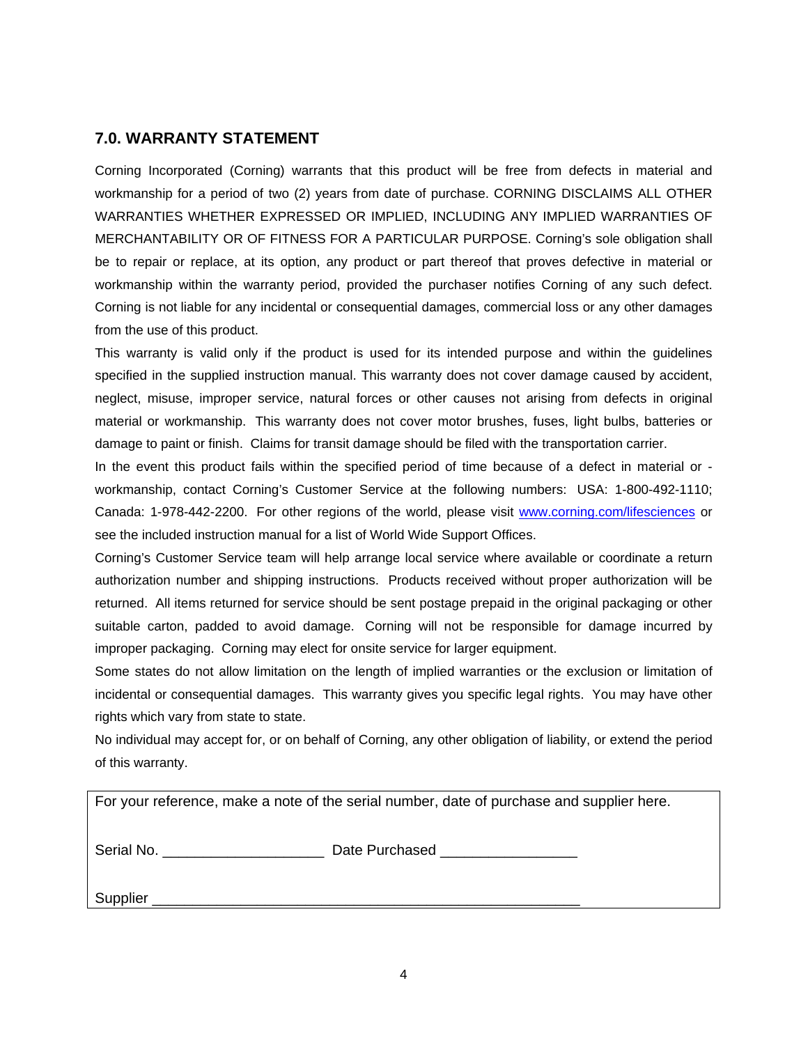## 7.0. WARRANTY STATEMENT

Corning Incorporated (Corning) warrants that this product will be free from defects in material and workmanship for a period of two (2) years from date of purchase. CORNING DISCLAIMS ALL OTHER WARRANTIES WHETHER EXPRESSED OR IMPLIED, INCLUDING ANY IMPLIED WARRANTIES OF MERCHANTABILITY OR OF FITNESS FOR A PARTICULAR PURPOSE. Corning's sole obligation shall be to repair or replace, at its option, any product or part thereof that proves defective in material or workmanship within the warranty period, provided the purchaser notifies Corning of any such defect. Corning is not liable for any incidental or consequential damages, commercial loss or any other damages from the use of this product.

This warranty is valid only if the product is used for its intended purpose and within the guidelines specified in the supplied instruction manual. This warranty does not cover damage caused by accident, neglect, misuse, improper service, natural forces or other causes not arising from defects in original material or workmanship. This warranty does not cover motor brushes, fuses, light bulbs, batteries or damage to paint or finish. Claims for transit damage should be filed with the transportation carrier.

In the event this product fails within the specified period of time because of a defect in material or -workmanship, contact Corning's Customer Service at the following numbers: USA: 1-800-492-1110; Canada: 1-978-442-2200. For other regions of the world, please visit [www.corning.com/lifesciences](http://www.corning.com/lifesciences) or see the included instruction manual for a list of World Wide Support Offices.

Corning's Customer Service team will help arrange local service where available or coordinate a return authorization number and shipping instructions. Products received without proper authorization will be returned. All items returned for service should be sent postage prepaid in the original packaging or other suitable carton, padded to avoid damage. Corning will not be responsible for damage incurred by improper packaging. Corning may elect for onsite service for larger equipment.

Some states do not allow limitation on the length of implied warranties or the exclusion or limitation of incidental or consequential damages. This warranty gives you specific legal rights. You may have other rights which vary from state to state.

No individual may accept for, or on behalf of Corning, any other obligation of liability, or extend the period of this warranty.

For your reference, make a note of the serial number, date of purchase and supplier here.

Serial No. ____________________ Date Purchased ________________

Supplier ____________________________________________________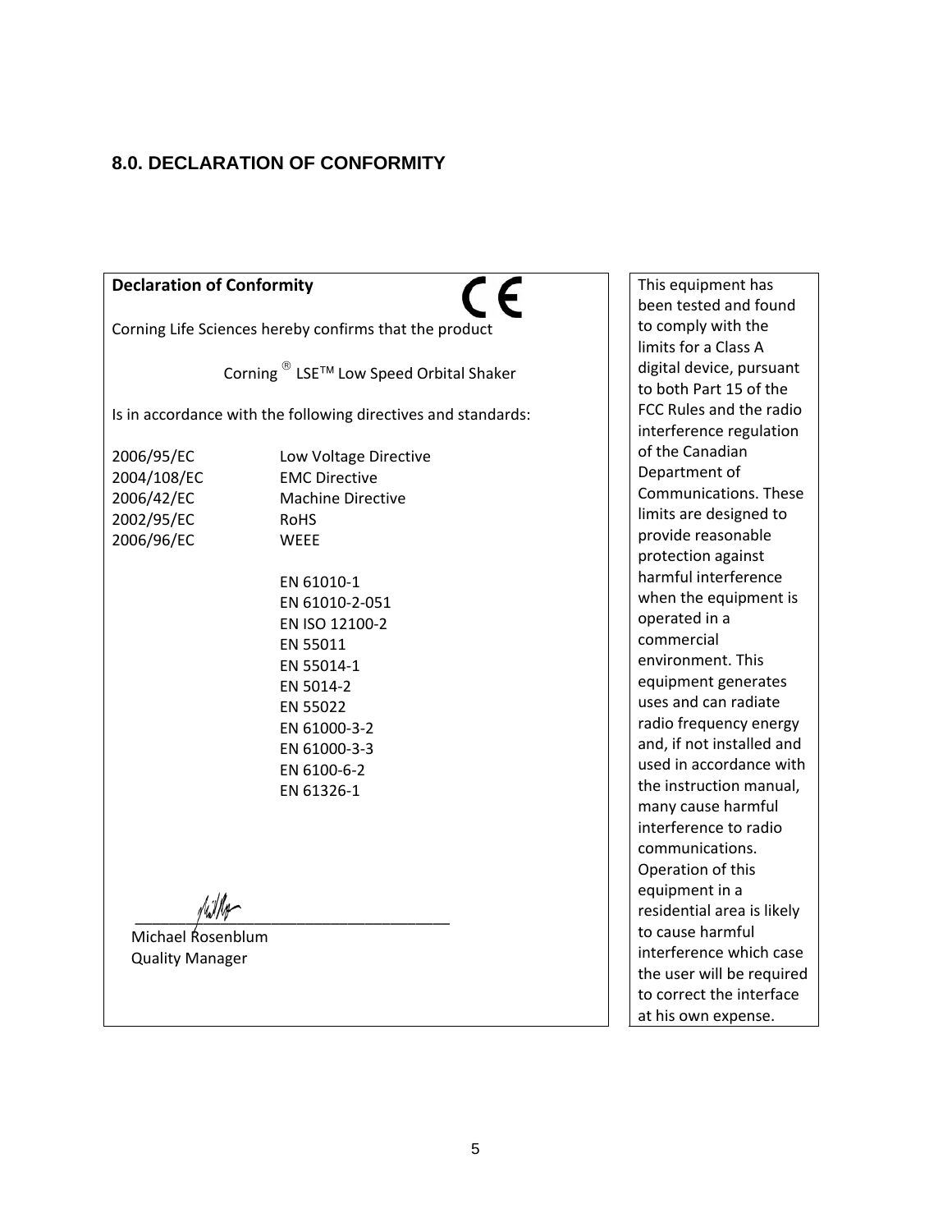## 8.0. DECLARATION OF CONFORMITY

**Declaration of Conformity**

CE

Corning Life Sciences hereby confirms that the product

Corning ® LSE™ Low Speed Orbital Shaker

Is in accordance with the following directives and standards:

| | |
|---|---|
| 2006/95/EC | Low Voltage Directive |
| 2004/108/EC | EMC Directive |
| 2006/42/EC | Machine Directive |
| 2002/95/EC | RoHS |
| 2006/96/EC | WEEE |

EN 61010-1
EN 61010-2-051
EN ISO 12100-2
EN 55011
EN 55014-1
EN 5014-2
EN 55022
EN 61000-3-2
EN 61000-3-3
EN 6100-6-2
EN 61326-1

Michael Rosenblum
Quality Manager

This equipment has been tested and found to comply with the limits for a Class A digital device, pursuant to both Part 15 of the FCC Rules and the radio interference regulation of the Canadian Department of Communications. These limits are designed to provide reasonable protection against harmful interference when the equipment is operated in a commercial environment. This equipment generates uses and can radiate radio frequency energy and, if not installed and used in accordance with the instruction manual, many cause harmful interference to radio communications. Operation of this equipment in a residential area is likely to cause harmful interference which case the user will be required to correct the interface at his own expense.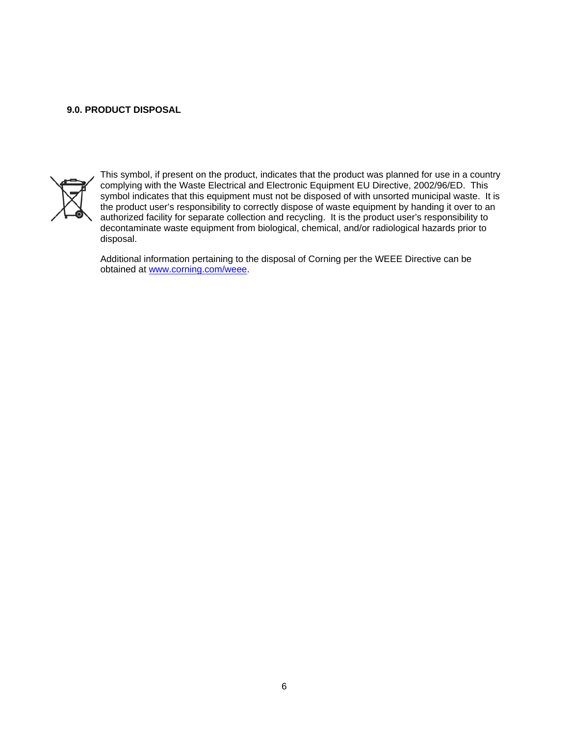**9.0. PRODUCT DISPOSAL**

This symbol, if present on the product, indicates that the product was planned for use in a country complying with the Waste Electrical and Electronic Equipment EU Directive, 2002/96/ED. This symbol indicates that this equipment must not be disposed of with unsorted municipal waste. It is the product user's responsibility to correctly dispose of waste equipment by handing it over to an authorized facility for separate collection and recycling. It is the product user's responsibility to decontaminate waste equipment from biological, chemical, and/or radiological hazards prior to disposal.

Additional information pertaining to the disposal of Corning per the WEEE Directive can be obtained at www.corning.com/weee.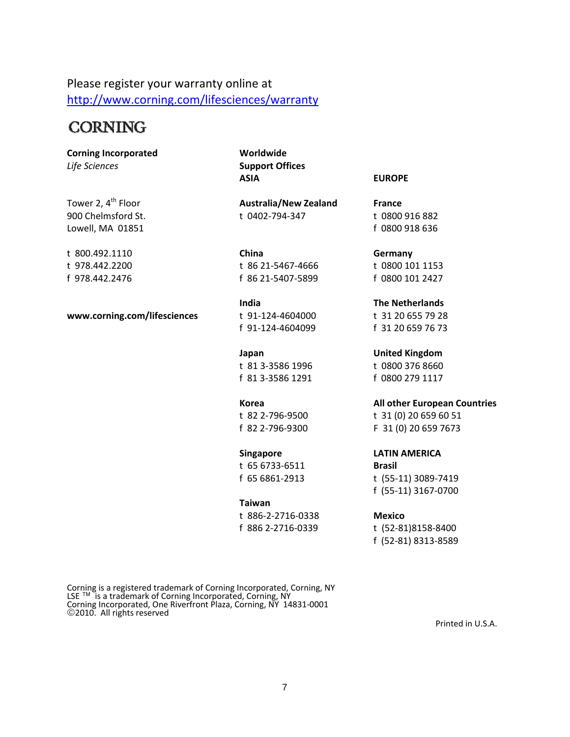Please register your warranty online at
http://www.corning.com/lifesciences/warranty

**CORNING**

**Corning Incorporated**
*Life Sciences*

Tower 2, 4th Floor
900 Chelmsford St.
Lowell, MA 01851

t 800.492.1110
t 978.442.2200
f 978.442.2476

**www.corning.com/lifesciences**

**Worldwide Support Offices**

**ASIA**

**Australia/New Zealand**
t 0402-794-347

**China**
t 86 21-5467-4666
f 86 21-5407-5899

**India**
t 91-124-4604000
f 91-124-4604099

**Japan**
t 81 3-3586 1996
f 81 3-3586 1291

**Korea**
t 82 2-796-9500
f 82 2-796-9300

**Singapore**
t 65 6733-6511
f 65 6861-2913

**Taiwan**
t 886-2-2716-0338
f 886 2-2716-0339

**EUROPE**

**France**
t 0800 916 882
f 0800 918 636

**Germany**
t 0800 101 1153
f 0800 101 2427

**The Netherlands**
t 31 20 655 79 28
f 31 20 659 76 73

**United Kingdom**
t 0800 376 8660
f 0800 279 1117

**All other European Countries**
t 31 (0) 20 659 60 51
F 31 (0) 20 659 7673

**LATIN AMERICA**

**Brasil**
t (55-11) 3089-7419
f (55-11) 3167-0700

**Mexico**
t (52-81)8158-8400
f (52-81) 8313-8589

Corning is a registered trademark of Corning Incorporated, Corning, NY
LSE ™ is a trademark of Corning Incorporated, Corning, NY
Corning Incorporated, One Riverfront Plaza, Corning, NY 14831-0001
©2010. All rights reserved

Printed in U.S.A.